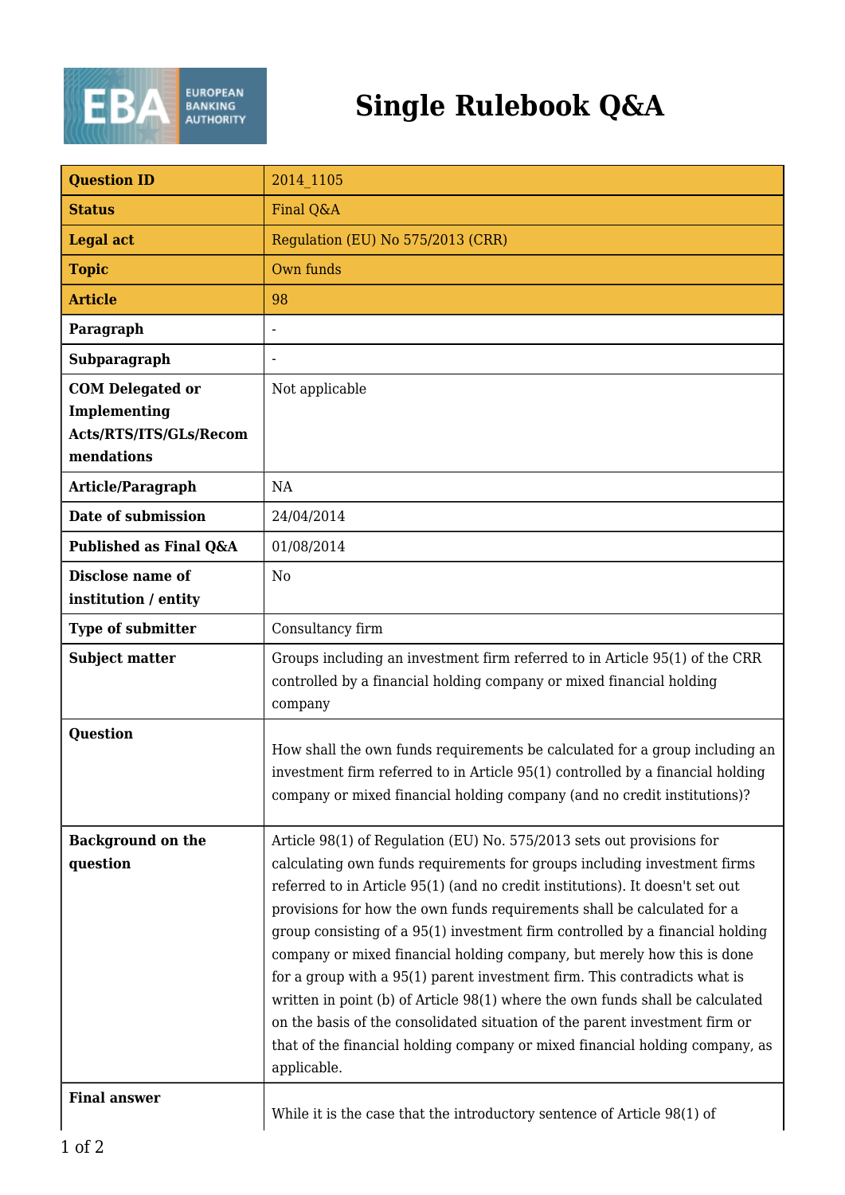# Single Rulebook Q&A

| Question ID | 2014_1105 |
|---|---|
| Status | Final Q&A |
| Legal act | Regulation (EU) No 575/2013 (CRR) |
| Topic | Own funds |
| Article | 98 |
| Paragraph | - |
| Subparagraph | - |
| COM Delegated or Implementing Acts/RTS/ITS/GLs/Recommendations | Not applicable |
| Article/Paragraph | NA |
| Date of submission | 24/04/2014 |
| Published as Final Q&A | 01/08/2014 |
| Disclose name of institution / entity | No |
| Type of submitter | Consultancy firm |
| Subject matter | Groups including an investment firm referred to in Article 95(1) of the CRR controlled by a financial holding company or mixed financial holding company |
| Question | How shall the own funds requirements be calculated for a group including an investment firm referred to in Article 95(1) controlled by a financial holding company or mixed financial holding company (and no credit institutions)? |
| Background on the question | Article 98(1) of Regulation (EU) No. 575/2013 sets out provisions for calculating own funds requirements for groups including investment firms referred to in Article 95(1) (and no credit institutions). It doesn't set out provisions for how the own funds requirements shall be calculated for a group consisting of a 95(1) investment firm controlled by a financial holding company or mixed financial holding company, but merely how this is done for a group with a 95(1) parent investment firm. This contradicts what is written in point (b) of Article 98(1) where the own funds shall be calculated on the basis of the consolidated situation of the parent investment firm or that of the financial holding company or mixed financial holding company, as applicable. |
| Final answer | While it is the case that the introductory sentence of Article 98(1) of |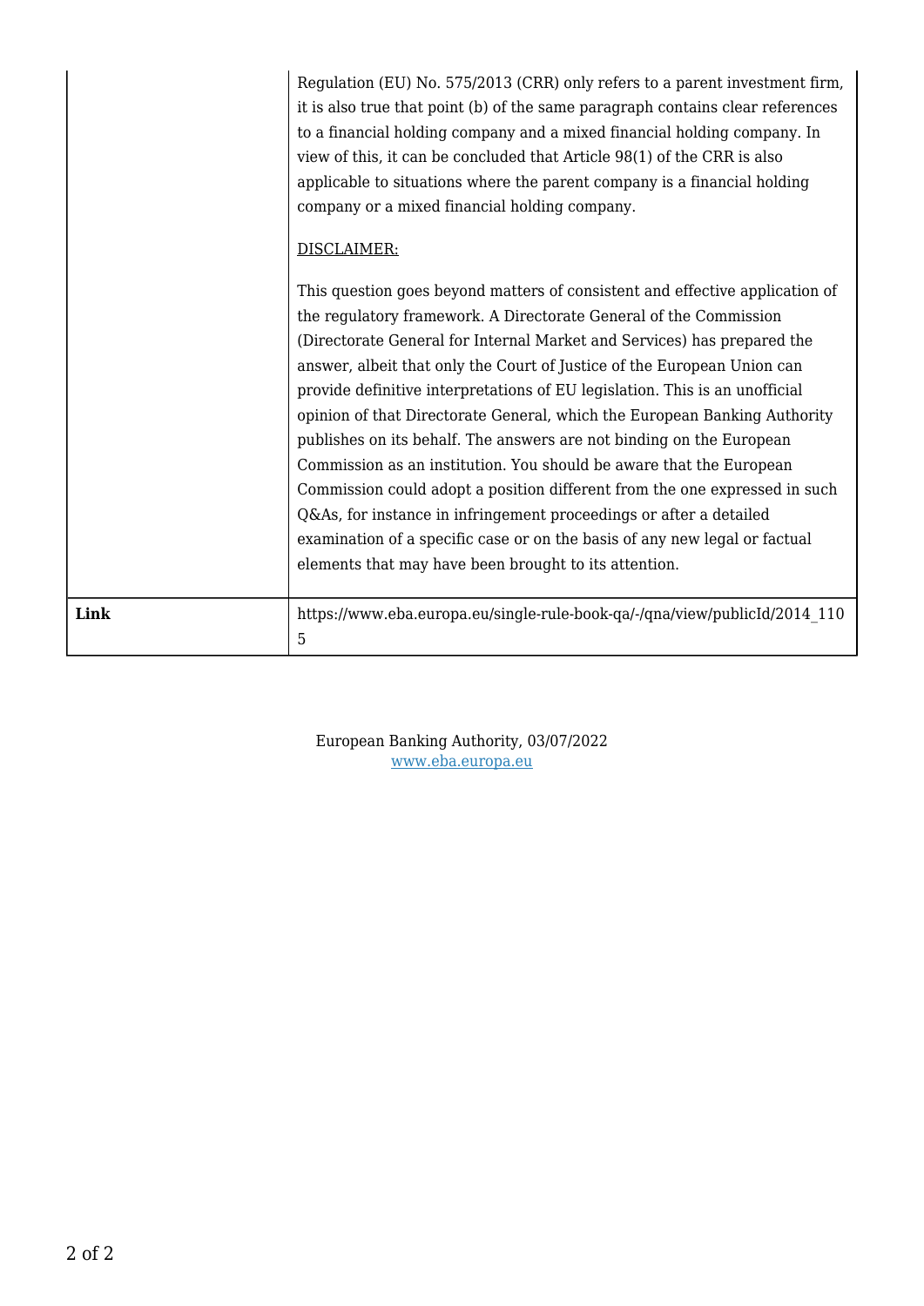| | |
|---|---|
| | Regulation (EU) No. 575/2013 (CRR) only refers to a parent investment firm, it is also true that point (b) of the same paragraph contains clear references to a financial holding company and a mixed financial holding company. In view of this, it can be concluded that Article 98(1) of the CRR is also applicable to situations where the parent company is a financial holding company or a mixed financial holding company.<br><br>DISCLAIMER:<br><br>This question goes beyond matters of consistent and effective application of the regulatory framework. A Directorate General of the Commission (Directorate General for Internal Market and Services) has prepared the answer, albeit that only the Court of Justice of the European Union can provide definitive interpretations of EU legislation. This is an unofficial opinion of that Directorate General, which the European Banking Authority publishes on its behalf. The answers are not binding on the European Commission as an institution. You should be aware that the European Commission could adopt a position different from the one expressed in such Q&As, for instance in infringement proceedings or after a detailed examination of a specific case or on the basis of any new legal or factual elements that may have been brought to its attention. |
| **Link** | https://www.eba.europa.eu/single-rule-book-qa/-/qna/view/publicId/2014_1105 |

European Banking Authority, 03/07/2022
www.eba.europa.eu